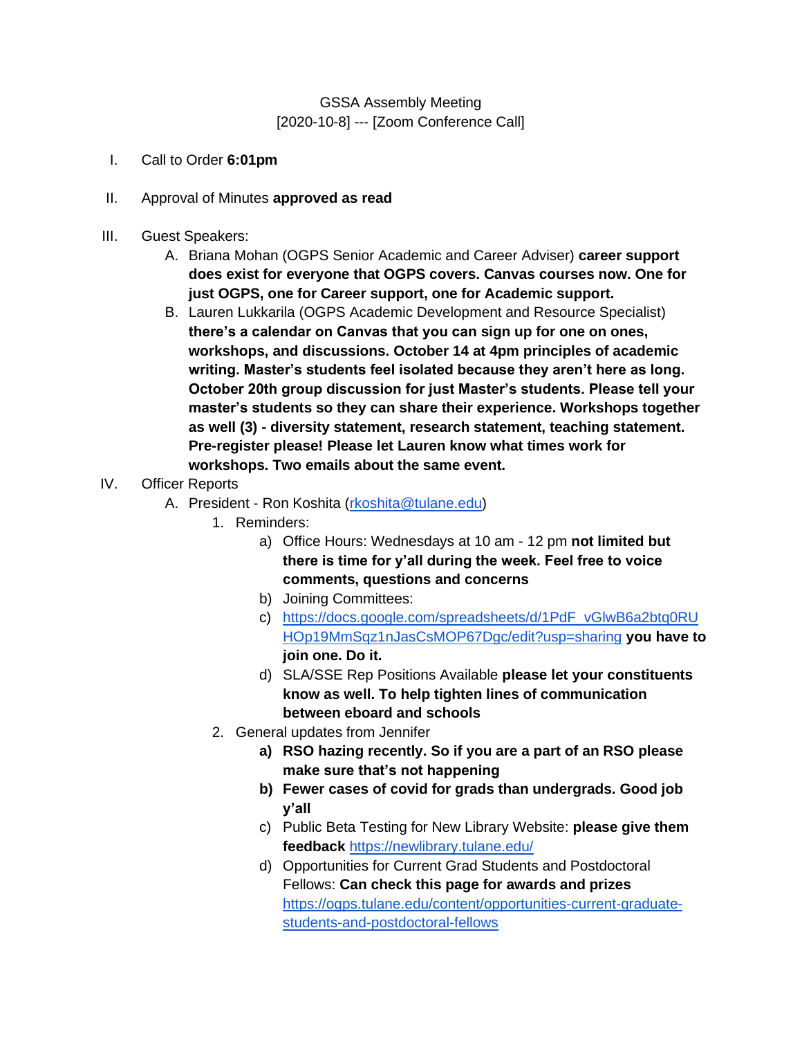GSSA Assembly Meeting
[2020-10-8] --- [Zoom Conference Call]

I. Call to Order **6:01pm**

II. Approval of Minutes **approved as read**

III. Guest Speakers:
   A. Briana Mohan (OGPS Senior Academic and Career Adviser) **career support does exist for everyone that OGPS covers. Canvas courses now. One for just OGPS, one for Career support, one for Academic support.**
   B. Lauren Lukkarila (OGPS Academic Development and Resource Specialist) **there's a calendar on Canvas that you can sign up for one on ones, workshops, and discussions. October 14 at 4pm principles of academic writing. Master's students feel isolated because they aren't here as long. October 20th group discussion for just Master's students. Please tell your master's students so they can share their experience. Workshops together as well (3) - diversity statement, research statement, teaching statement. Pre-register please! Please let Lauren know what times work for workshops. Two emails about the same event.**

IV. Officer Reports
   A. President - Ron Koshita (rkoshita@tulane.edu)
      1. Reminders:
         a) Office Hours: Wednesdays at 10 am - 12 pm **not limited but there is time for y'all during the week. Feel free to voice comments, questions and concerns**
         b) Joining Committees:
         c) https://docs.google.com/spreadsheets/d/1PdF_vGlwB6a2btq0RUHOp19MmSqz1nJasCsMOP67Dgc/edit?usp=sharing **you have to join one. Do it.**
         d) SLA/SSE Rep Positions Available **please let your constituents know as well. To help tighten lines of communication between eboard and schools**
      2. General updates from Jennifer
         **a) RSO hazing recently. So if you are a part of an RSO please make sure that's not happening**
         **b) Fewer cases of covid for grads than undergrads. Good job y'all**
         c) Public Beta Testing for New Library Website: **please give them feedback** https://newlibrary.tulane.edu/
         d) Opportunities for Current Grad Students and Postdoctoral Fellows: **Can check this page for awards and prizes** https://ogps.tulane.edu/content/opportunities-current-graduate-students-and-postdoctoral-fellows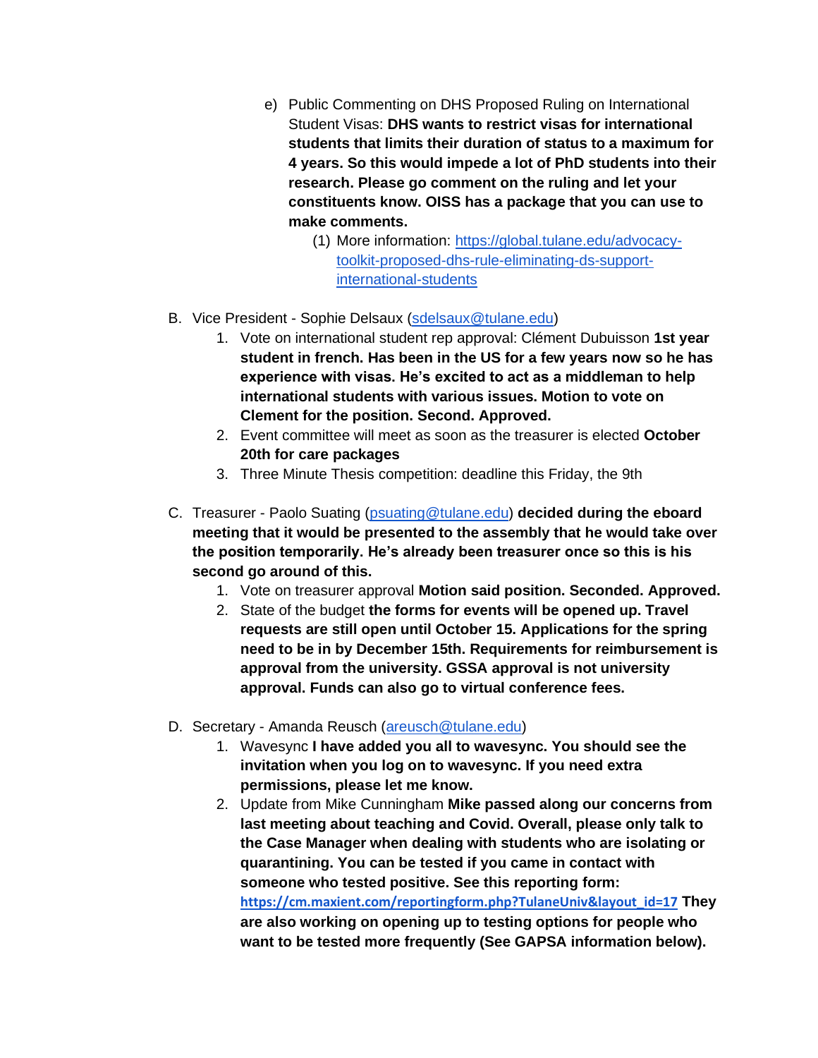e) Public Commenting on DHS Proposed Ruling on International Student Visas: **DHS wants to restrict visas for international students that limits their duration of status to a maximum for 4 years. So this would impede a lot of PhD students into their research. Please go comment on the ruling and let your constituents know. OISS has a package that you can use to make comments.**

   (1) More information: [https://global.tulane.edu/advocacy-toolkit-proposed-dhs-rule-eliminating-ds-support-international-students](https://global.tulane.edu/advocacy-toolkit-proposed-dhs-rule-eliminating-ds-support-international-students)

B. Vice President - Sophie Delsaux ([sdelsaux@tulane.edu](mailto:sdelsaux@tulane.edu))

   1. Vote on international student rep approval: Clément Dubuisson **1st year student in french. Has been in the US for a few years now so he has experience with visas. He's excited to act as a middleman to help international students with various issues. Motion to vote on Clement for the position. Second. Approved.**
   2. Event committee will meet as soon as the treasurer is elected **October 20th for care packages**
   3. Three Minute Thesis competition: deadline this Friday, the 9th

C. Treasurer - Paolo Suating ([psuating@tulane.edu](mailto:psuating@tulane.edu)) **decided during the eboard meeting that it would be presented to the assembly that he would take over the position temporarily. He's already been treasurer once so this is his second go around of this.**

   1. Vote on treasurer approval **Motion said position. Seconded. Approved.**
   2. State of the budget **the forms for events will be opened up. Travel requests are still open until October 15. Applications for the spring need to be in by December 15th. Requirements for reimbursement is approval from the university. GSSA approval is not university approval. Funds can also go to virtual conference fees.**

D. Secretary - Amanda Reusch ([areusch@tulane.edu](mailto:areusch@tulane.edu))

   1. Wavesync **I have added you all to wavesync. You should see the invitation when you log on to wavesync. If you need extra permissions, please let me know.**
   2. Update from Mike Cunningham **Mike passed along our concerns from last meeting about teaching and Covid. Overall, please only talk to the Case Manager when dealing with students who are isolating or quarantining. You can be tested if you came in contact with someone who tested positive. See this reporting form:** [https://cm.maxient.com/reportingform.php?TulaneUniv&layout_id=17](https://cm.maxient.com/reportingform.php?TulaneUniv&layout_id=17) **They are also working on opening up to testing options for people who want to be tested more frequently (See GAPSA information below).**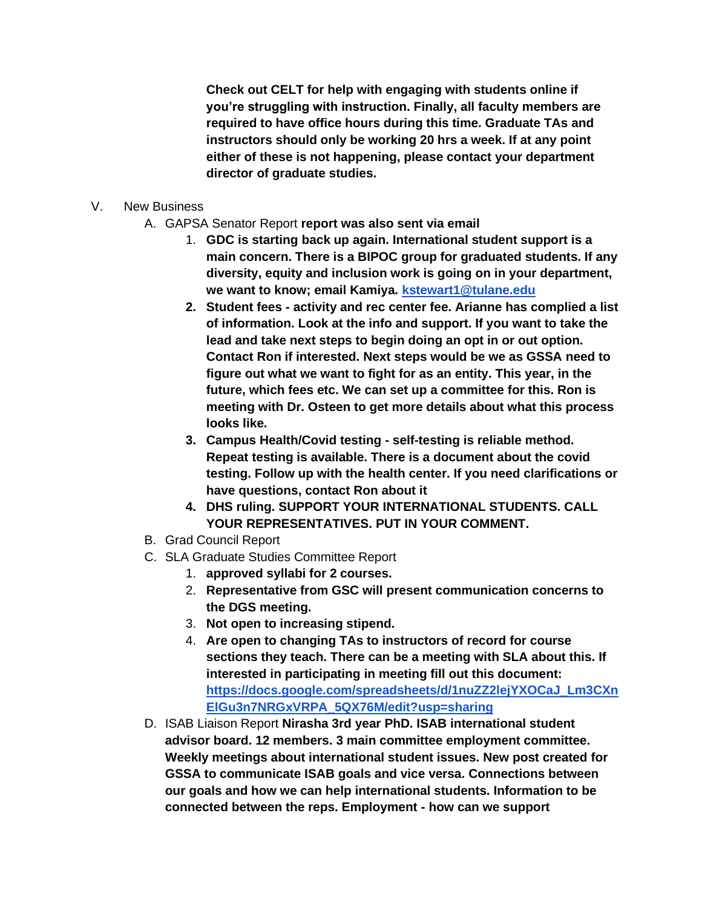**Check out CELT for help with engaging with students online if you're struggling with instruction. Finally, all faculty members are required to have office hours during this time. Graduate TAs and instructors should only be working 20 hrs a week. If at any point either of these is not happening, please contact your department director of graduate studies.**

V. New Business

A. GAPSA Senator Report **report was also sent via email**

1. **GDC is starting back up again. International student support is a main concern. There is a BIPOC group for graduated students. If any diversity, equity and inclusion work is going on in your department, we want to know; email Kamiya. [kstewart1@tulane.edu](mailto:kstewart1@tulane.edu)**
2. **Student fees - activity and rec center fee. Arianne has complied a list of information. Look at the info and support. If you want to take the lead and take next steps to begin doing an opt in or out option. Contact Ron if interested. Next steps would be we as GSSA need to figure out what we want to fight for as an entity. This year, in the future, which fees etc. We can set up a committee for this. Ron is meeting with Dr. Osteen to get more details about what this process looks like.**
3. **Campus Health/Covid testing - self-testing is reliable method. Repeat testing is available. There is a document about the covid testing. Follow up with the health center. If you need clarifications or have questions, contact Ron about it**
4. **DHS ruling. SUPPORT YOUR INTERNATIONAL STUDENTS. CALL YOUR REPRESENTATIVES. PUT IN YOUR COMMENT.**

B. Grad Council Report

C. SLA Graduate Studies Committee Report

1. **approved syllabi for 2 courses.**
2. **Representative from GSC will present communication concerns to the DGS meeting.**
3. **Not open to increasing stipend.**
4. **Are open to changing TAs to instructors of record for course sections they teach. There can be a meeting with SLA about this. If interested in participating in meeting fill out this document: [https://docs.google.com/spreadsheets/d/1nuZZ2lejYXOCaJ_Lm3CXnElGu3n7NRGxVRPA_5QX76M/edit?usp=sharing](https://docs.google.com/spreadsheets/d/1nuZZ2lejYXOCaJ_Lm3CXnElGu3n7NRGxVRPA_5QX76M/edit?usp=sharing)**

D. ISAB Liaison Report **Nirasha 3rd year PhD. ISAB international student advisor board. 12 members. 3 main committee employment committee. Weekly meetings about international student issues. New post created for GSSA to communicate ISAB goals and vice versa. Connections between our goals and how we can help international students. Information to be connected between the reps. Employment - how can we support**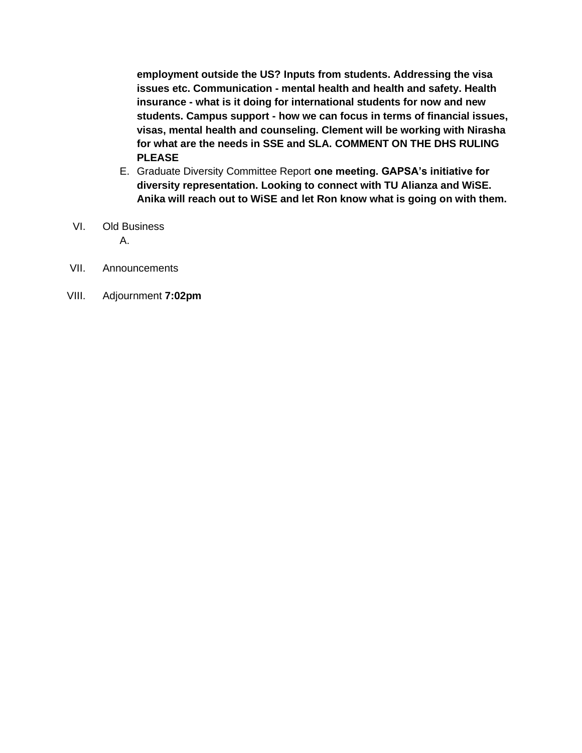**employment outside the US? Inputs from students. Addressing the visa issues etc. Communication - mental health and health and safety. Health insurance - what is it doing for international students for now and new students. Campus support - how we can focus in terms of financial issues, visas, mental health and counseling. Clement will be working with Nirasha for what are the needs in SSE and SLA. COMMENT ON THE DHS RULING PLEASE**

E. Graduate Diversity Committee Report **one meeting. GAPSA's initiative for diversity representation. Looking to connect with TU Alianza and WiSE. Anika will reach out to WiSE and let Ron know what is going on with them.**

VI. Old Business

A.

VII. Announcements

VIII. Adjournment **7:02pm**